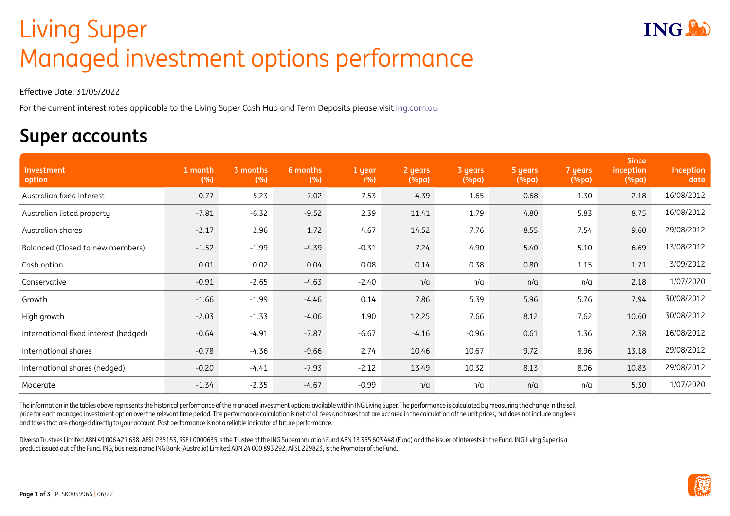# Living Super
# Managed investment options performance

Effective Date: 31/05/2022

For the current interest rates applicable to the Living Super Cash Hub and Term Deposits please visit ing.com.au

## Super accounts

| Investment option | 1 month (%) | 3 months (%) | 6 months (%) | 1 year (%) | 2 years (%pa) | 3 years (%pa) | 5 years (%pa) | 7 years (%pa) | Since inception (%pa) | Inception date |
|---|---|---|---|---|---|---|---|---|---|---|
| Australian fixed interest | -0.77 | -5.23 | -7.02 | -7.53 | -4.39 | -1.65 | 0.68 | 1.30 | 2.18 | 16/08/2012 |
| Australian listed property | -7.81 | -6.32 | -9.52 | 2.39 | 11.41 | 1.79 | 4.80 | 5.83 | 8.75 | 16/08/2012 |
| Australian shares | -2.17 | 2.96 | 1.72 | 4.67 | 14.52 | 7.76 | 8.55 | 7.54 | 9.60 | 29/08/2012 |
| Balanced (Closed to new members) | -1.52 | -1.99 | -4.39 | -0.31 | 7.24 | 4.90 | 5.40 | 5.10 | 6.69 | 13/08/2012 |
| Cash option | 0.01 | 0.02 | 0.04 | 0.08 | 0.14 | 0.38 | 0.80 | 1.15 | 1.71 | 3/09/2012 |
| Conservative | -0.91 | -2.65 | -4.63 | -2.40 | n/a | n/a | n/a | n/a | 2.18 | 1/07/2020 |
| Growth | -1.66 | -1.99 | -4.46 | 0.14 | 7.86 | 5.39 | 5.96 | 5.76 | 7.94 | 30/08/2012 |
| High growth | -2.03 | -1.33 | -4.06 | 1.90 | 12.25 | 7.66 | 8.12 | 7.62 | 10.60 | 30/08/2012 |
| International fixed interest (hedged) | -0.64 | -4.91 | -7.87 | -6.67 | -4.16 | -0.96 | 0.61 | 1.36 | 2.38 | 16/08/2012 |
| International shares | -0.78 | -4.36 | -9.66 | 2.74 | 10.46 | 10.67 | 9.72 | 8.96 | 13.18 | 29/08/2012 |
| International shares (hedged) | -0.20 | -4.41 | -7.93 | -2.12 | 13.49 | 10.32 | 8.13 | 8.06 | 10.83 | 29/08/2012 |
| Moderate | -1.34 | -2.35 | -4.67 | -0.99 | n/a | n/a | n/a | n/a | 5.30 | 1/07/2020 |

The information in the tables above represents the historical performance of the managed investment options available within ING Living Super. The performance is calculated by measuring the change in the sell price for each managed investment option over the relevant time period. The performance calculation is net of all fees and taxes that are accrued in the calculation of the unit prices, but does not include any fees and taxes that are charged directly to your account. Past performance is not a reliable indicator of future performance.

Diversa Trustees Limited ABN 49 006 421 638, AFSL 235153, RSE L0000635 is the Trustee of the ING Superannuation Fund ABN 13 355 603 448 (Fund) and the issuer of interests in the Fund. ING Living Super is a product issued out of the Fund. ING, business name ING Bank (Australia) Limited ABN 24 000 893 292, AFSL 229823, is the Promoter of the Fund.

PTSK0059966 | 06/22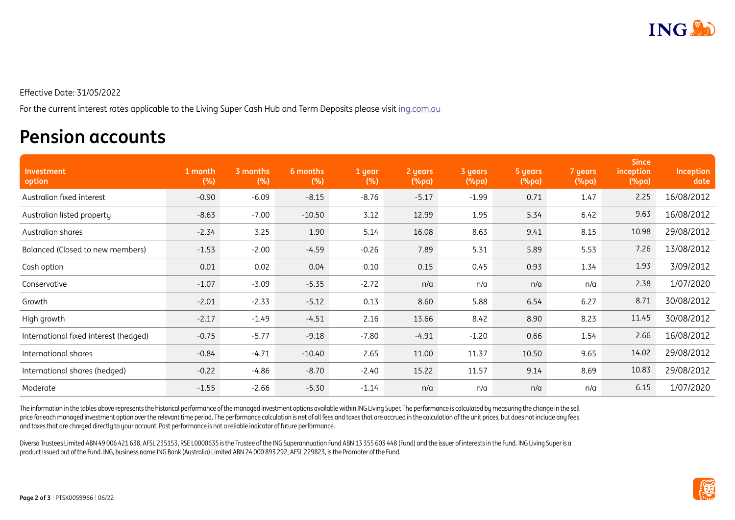Effective Date: 31/05/2022

For the current interest rates applicable to the Living Super Cash Hub and Term Deposits please visit ing.com.au

# Pension accounts

| Investment option | 1 month (%) | 3 months (%) | 6 months (%) | 1 year (%) | 2 years (%pa) | 3 years (%pa) | 5 years (%pa) | 7 years (%pa) | Since inception (%pa) | Inception date |
|---|---|---|---|---|---|---|---|---|---|---|
| Australian fixed interest | -0.90 | -6.09 | -8.15 | -8.76 | -5.17 | -1.99 | 0.71 | 1.47 | 2.25 | 16/08/2012 |
| Australian listed property | -8.63 | -7.00 | -10.50 | 3.12 | 12.99 | 1.95 | 5.34 | 6.42 | 9.63 | 16/08/2012 |
| Australian shares | -2.34 | 3.25 | 1.90 | 5.14 | 16.08 | 8.63 | 9.41 | 8.15 | 10.98 | 29/08/2012 |
| Balanced (Closed to new members) | -1.53 | -2.00 | -4.59 | -0.26 | 7.89 | 5.31 | 5.89 | 5.53 | 7.26 | 13/08/2012 |
| Cash option | 0.01 | 0.02 | 0.04 | 0.10 | 0.15 | 0.45 | 0.93 | 1.34 | 1.93 | 3/09/2012 |
| Conservative | -1.07 | -3.09 | -5.35 | -2.72 | n/a | n/a | n/a | n/a | 2.38 | 1/07/2020 |
| Growth | -2.01 | -2.33 | -5.12 | 0.13 | 8.60 | 5.88 | 6.54 | 6.27 | 8.71 | 30/08/2012 |
| High growth | -2.17 | -1.49 | -4.51 | 2.16 | 13.66 | 8.42 | 8.90 | 8.23 | 11.45 | 30/08/2012 |
| International fixed interest (hedged) | -0.75 | -5.77 | -9.18 | -7.80 | -4.91 | -1.20 | 0.66 | 1.54 | 2.66 | 16/08/2012 |
| International shares | -0.84 | -4.71 | -10.40 | 2.65 | 11.00 | 11.37 | 10.50 | 9.65 | 14.02 | 29/08/2012 |
| International shares (hedged) | -0.22 | -4.86 | -8.70 | -2.40 | 15.22 | 11.57 | 9.14 | 8.69 | 10.83 | 29/08/2012 |
| Moderate | -1.55 | -2.66 | -5.30 | -1.14 | n/a | n/a | n/a | n/a | 6.15 | 1/07/2020 |

The information in the tables above represents the historical performance of the managed investment options available within ING Living Super. The performance is calculated by measuring the change in the sell price for each managed investment option over the relevant time period. The performance calculation is net of all fees and taxes that are accrued in the calculation of the unit prices, but does not include any fees and taxes that are charged directly to your account. Past performance is not a reliable indicator of future performance.

Diversa Trustees Limited ABN 49 006 421 638, AFSL 235153, RSE L0000635 is the Trustee of the ING Superannuation Fund ABN 13 355 603 448 (Fund) and the issuer of interests in the Fund. ING Living Super is a product issued out of the Fund. ING, business name ING Bank (Australia) Limited ABN 24 000 893 292, AFSL 229823, is the Promoter of the Fund.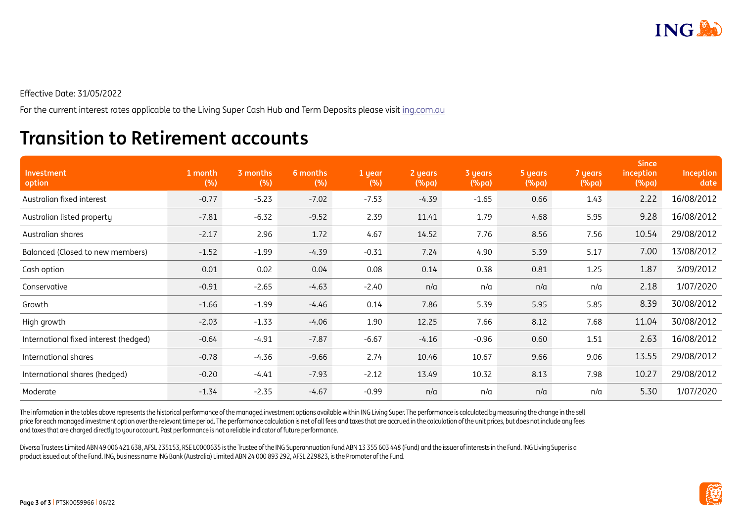Effective Date: 31/05/2022

For the current interest rates applicable to the Living Super Cash Hub and Term Deposits please visit ing.com.au

# Transition to Retirement accounts

| Investment option | 1 month (%) | 3 months (%) | 6 months (%) | 1 year (%) | 2 years (%pa) | 3 years (%pa) | 5 years (%pa) | 7 years (%pa) | Since inception (%pa) | Inception date |
|---|---|---|---|---|---|---|---|---|---|---|
| Australian fixed interest | -0.77 | -5.23 | -7.02 | -7.53 | -4.39 | -1.65 | 0.66 | 1.43 | 2.22 | 16/08/2012 |
| Australian listed property | -7.81 | -6.32 | -9.52 | 2.39 | 11.41 | 1.79 | 4.68 | 5.95 | 9.28 | 16/08/2012 |
| Australian shares | -2.17 | 2.96 | 1.72 | 4.67 | 14.52 | 7.76 | 8.56 | 7.56 | 10.54 | 29/08/2012 |
| Balanced (Closed to new members) | -1.52 | -1.99 | -4.39 | -0.31 | 7.24 | 4.90 | 5.39 | 5.17 | 7.00 | 13/08/2012 |
| Cash option | 0.01 | 0.02 | 0.04 | 0.08 | 0.14 | 0.38 | 0.81 | 1.25 | 1.87 | 3/09/2012 |
| Conservative | -0.91 | -2.65 | -4.63 | -2.40 | n/a | n/a | n/a | n/a | 2.18 | 1/07/2020 |
| Growth | -1.66 | -1.99 | -4.46 | 0.14 | 7.86 | 5.39 | 5.95 | 5.85 | 8.39 | 30/08/2012 |
| High growth | -2.03 | -1.33 | -4.06 | 1.90 | 12.25 | 7.66 | 8.12 | 7.68 | 11.04 | 30/08/2012 |
| International fixed interest (hedged) | -0.64 | -4.91 | -7.87 | -6.67 | -4.16 | -0.96 | 0.60 | 1.51 | 2.63 | 16/08/2012 |
| International shares | -0.78 | -4.36 | -9.66 | 2.74 | 10.46 | 10.67 | 9.66 | 9.06 | 13.55 | 29/08/2012 |
| International shares (hedged) | -0.20 | -4.41 | -7.93 | -2.12 | 13.49 | 10.32 | 8.13 | 7.98 | 10.27 | 29/08/2012 |
| Moderate | -1.34 | -2.35 | -4.67 | -0.99 | n/a | n/a | n/a | n/a | 5.30 | 1/07/2020 |

The information in the tables above represents the historical performance of the managed investment options available within ING Living Super. The performance is calculated by measuring the change in the sell price for each managed investment option over the relevant time period. The performance calculation is net of all fees and taxes that are accrued in the calculation of the unit prices, but does not include any fees and taxes that are charged directly to your account. Past performance is not a reliable indicator of future performance.

Diversa Trustees Limited ABN 49 006 421 638, AFSL 235153, RSE L0000635 is the Trustee of the ING Superannuation Fund ABN 13 355 603 448 (Fund) and the issuer of interests in the Fund. ING Living Super is a product issued out of the Fund. ING, business name ING Bank (Australia) Limited ABN 24 000 893 292, AFSL 229823, is the Promoter of the Fund.

PTSK0059966 | 06/22